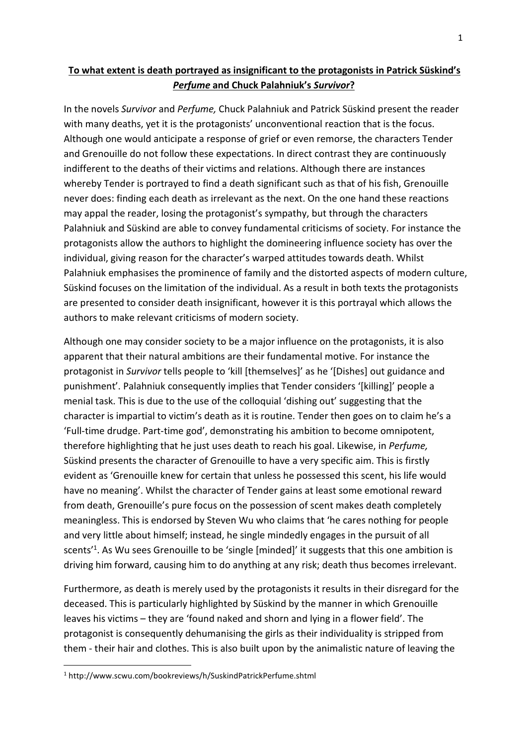**<u>To what extent is death portrayed as insignificant to the protagonists in Patrick Süskind's *Perfume* and Chuck Palahniuk's *Survivor*?</u>**

In the novels *Survivor* and *Perfume,* Chuck Palahniuk and Patrick Süskind present the reader with many deaths, yet it is the protagonists' unconventional reaction that is the focus. Although one would anticipate a response of grief or even remorse, the characters Tender and Grenouille do not follow these expectations. In direct contrast they are continuously indifferent to the deaths of their victims and relations. Although there are instances whereby Tender is portrayed to find a death significant such as that of his fish, Grenouille never does: finding each death as irrelevant as the next. On the one hand these reactions may appal the reader, losing the protagonist's sympathy, but through the characters Palahniuk and Süskind are able to convey fundamental criticisms of society. For instance the protagonists allow the authors to highlight the domineering influence society has over the individual, giving reason for the character's warped attitudes towards death. Whilst Palahniuk emphasises the prominence of family and the distorted aspects of modern culture, Süskind focuses on the limitation of the individual. As a result in both texts the protagonists are presented to consider death insignificant, however it is this portrayal which allows the authors to make relevant criticisms of modern society.

Although one may consider society to be a major influence on the protagonists, it is also apparent that their natural ambitions are their fundamental motive. For instance the protagonist in *Survivor* tells people to 'kill [themselves]' as he '[Dishes] out guidance and punishment'. Palahniuk consequently implies that Tender considers '[killing]' people a menial task. This is due to the use of the colloquial 'dishing out' suggesting that the character is impartial to victim's death as it is routine. Tender then goes on to claim he's a 'Full-time drudge. Part-time god', demonstrating his ambition to become omnipotent, therefore highlighting that he just uses death to reach his goal. Likewise, in *Perfume,* Süskind presents the character of Grenouille to have a very specific aim. This is firstly evident as 'Grenouille knew for certain that unless he possessed this scent, his life would have no meaning'. Whilst the character of Tender gains at least some emotional reward from death, Grenouille's pure focus on the possession of scent makes death completely meaningless. This is endorsed by Steven Wu who claims that 'he cares nothing for people and very little about himself; instead, he single mindedly engages in the pursuit of all scents'[1]. As Wu sees Grenouille to be 'single [minded]' it suggests that this one ambition is driving him forward, causing him to do anything at any risk; death thus becomes irrelevant.

Furthermore, as death is merely used by the protagonists it results in their disregard for the deceased. This is particularly highlighted by Süskind by the manner in which Grenouille leaves his victims – they are 'found naked and shorn and lying in a flower field'. The protagonist is consequently dehumanising the girls as their individuality is stripped from them - their hair and clothes. This is also built upon by the animalistic nature of leaving the

---

[1] http://www.scwu.com/bookreviews/h/SuskindPatrickPerfume.shtml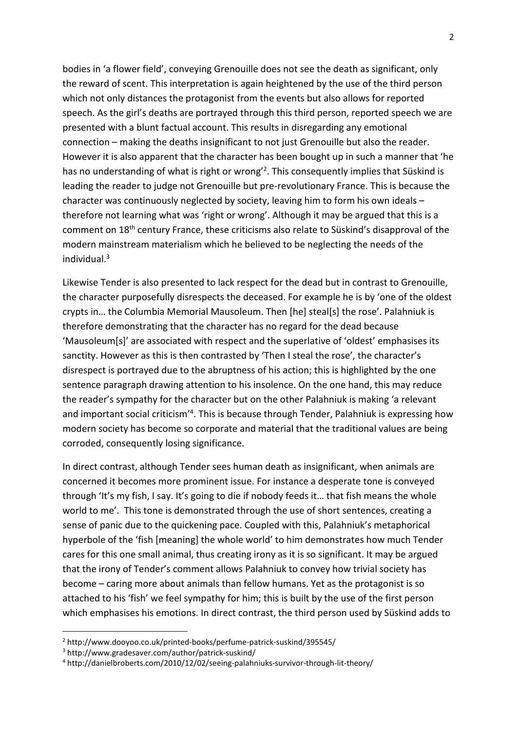bodies in 'a flower field', conveying Grenouille does not see the death as significant, only the reward of scent. This interpretation is again heightened by the use of the third person which not only distances the protagonist from the events but also allows for reported speech. As the girl's deaths are portrayed through this third person, reported speech we are presented with a blunt factual account. This results in disregarding any emotional connection – making the deaths insignificant to not just Grenouille but also the reader. However it is also apparent that the character has been bought up in such a manner that 'he has no understanding of what is right or wrong'[2]. This consequently implies that Süskind is leading the reader to judge not Grenouille but pre-revolutionary France. This is because the character was continuously neglected by society, leaving him to form his own ideals – therefore not learning what was 'right or wrong'. Although it may be argued that this is a comment on 18th century France, these criticisms also relate to Süskind's disapproval of the modern mainstream materialism which he believed to be neglecting the needs of the individual.[3]

Likewise Tender is also presented to lack respect for the dead but in contrast to Grenouille, the character purposefully disrespects the deceased. For example he is by 'one of the oldest crypts in… the Columbia Memorial Mausoleum. Then [he] steal[s] the rose'. Palahniuk is therefore demonstrating that the character has no regard for the dead because 'Mausoleum[s]' are associated with respect and the superlative of 'oldest' emphasises its sanctity. However as this is then contrasted by 'Then I steal the rose', the character's disrespect is portrayed due to the abruptness of his action; this is highlighted by the one sentence paragraph drawing attention to his insolence. On the one hand, this may reduce the reader's sympathy for the character but on the other Palahniuk is making 'a relevant and important social criticism'[4]. This is because through Tender, Palahniuk is expressing how modern society has become so corporate and material that the traditional values are being corroded, consequently losing significance.

In direct contrast, although Tender sees human death as insignificant, when animals are concerned it becomes more prominent issue. For instance a desperate tone is conveyed through 'It's my fish, I say. It's going to die if nobody feeds it… that fish means the whole world to me'. This tone is demonstrated through the use of short sentences, creating a sense of panic due to the quickening pace. Coupled with this, Palahniuk's metaphorical hyperbole of the 'fish [meaning] the whole world' to him demonstrates how much Tender cares for this one small animal, thus creating irony as it is so significant. It may be argued that the irony of Tender's comment allows Palahniuk to convey how trivial society has become – caring more about animals than fellow humans. Yet as the protagonist is so attached to his 'fish' we feel sympathy for him; this is built by the use of the first person which emphasises his emotions. In direct contrast, the third person used by Süskind adds to

---

[2] http://www.dooyoo.co.uk/printed-books/perfume-patrick-suskind/395545/

[3] http://www.gradesaver.com/author/patrick-suskind/

[4] http://danielbroberts.com/2010/12/02/seeing-palahniuks-survivor-through-lit-theory/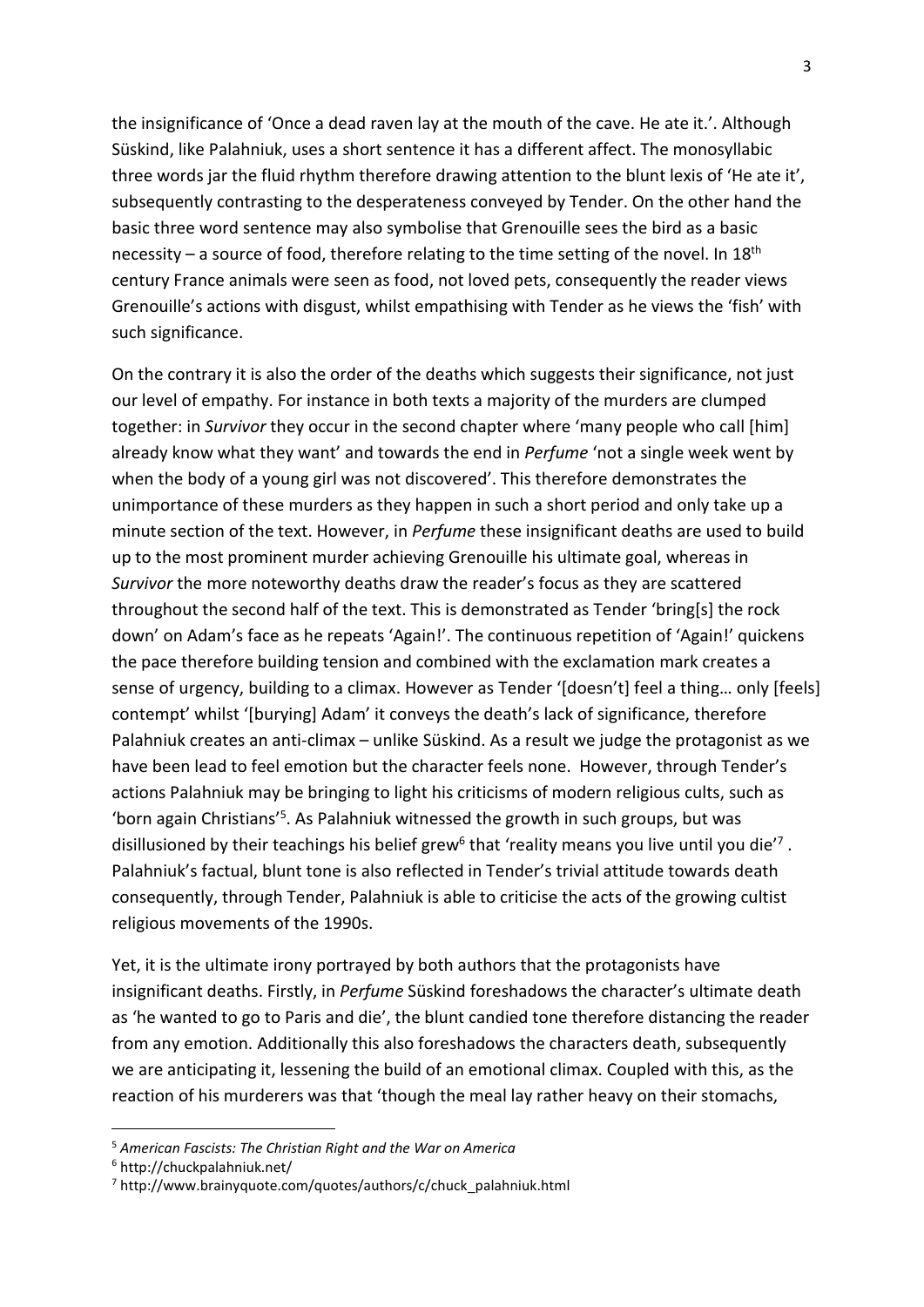the insignificance of 'Once a dead raven lay at the mouth of the cave. He ate it.'. Although Süskind, like Palahniuk, uses a short sentence it has a different affect. The monosyllabic three words jar the fluid rhythm therefore drawing attention to the blunt lexis of 'He ate it', subsequently contrasting to the desperateness conveyed by Tender. On the other hand the basic three word sentence may also symbolise that Grenouille sees the bird as a basic necessity – a source of food, therefore relating to the time setting of the novel. In 18th century France animals were seen as food, not loved pets, consequently the reader views Grenouille's actions with disgust, whilst empathising with Tender as he views the 'fish' with such significance.

On the contrary it is also the order of the deaths which suggests their significance, not just our level of empathy. For instance in both texts a majority of the murders are clumped together: in *Survivor* they occur in the second chapter where 'many people who call [him] already know what they want' and towards the end in *Perfume* 'not a single week went by when the body of a young girl was not discovered'. This therefore demonstrates the unimportance of these murders as they happen in such a short period and only take up a minute section of the text. However, in *Perfume* these insignificant deaths are used to build up to the most prominent murder achieving Grenouille his ultimate goal, whereas in *Survivor* the more noteworthy deaths draw the reader's focus as they are scattered throughout the second half of the text. This is demonstrated as Tender 'bring[s] the rock down' on Adam's face as he repeats 'Again!'. The continuous repetition of 'Again!' quickens the pace therefore building tension and combined with the exclamation mark creates a sense of urgency, building to a climax. However as Tender '[doesn't] feel a thing… only [feels] contempt' whilst '[burying] Adam' it conveys the death's lack of significance, therefore Palahniuk creates an anti-climax – unlike Süskind. As a result we judge the protagonist as we have been lead to feel emotion but the character feels none. However, through Tender's actions Palahniuk may be bringing to light his criticisms of modern religious cults, such as 'born again Christians'[5]. As Palahniuk witnessed the growth in such groups, but was disillusioned by their teachings his belief grew[6] that 'reality means you live until you die'[7]. Palahniuk's factual, blunt tone is also reflected in Tender's trivial attitude towards death consequently, through Tender, Palahniuk is able to criticise the acts of the growing cultist religious movements of the 1990s.

Yet, it is the ultimate irony portrayed by both authors that the protagonists have insignificant deaths. Firstly, in *Perfume* Süskind foreshadows the character's ultimate death as 'he wanted to go to Paris and die', the blunt candied tone therefore distancing the reader from any emotion. Additionally this also foreshadows the characters death, subsequently we are anticipating it, lessening the build of an emotional climax. Coupled with this, as the reaction of his murderers was that 'though the meal lay rather heavy on their stomachs,

---

[5] *American Fascists: The Christian Right and the War on America*

[6] http://chuckpalahniuk.net/

[7] http://www.brainyquote.com/quotes/authors/c/chuck_palahniuk.html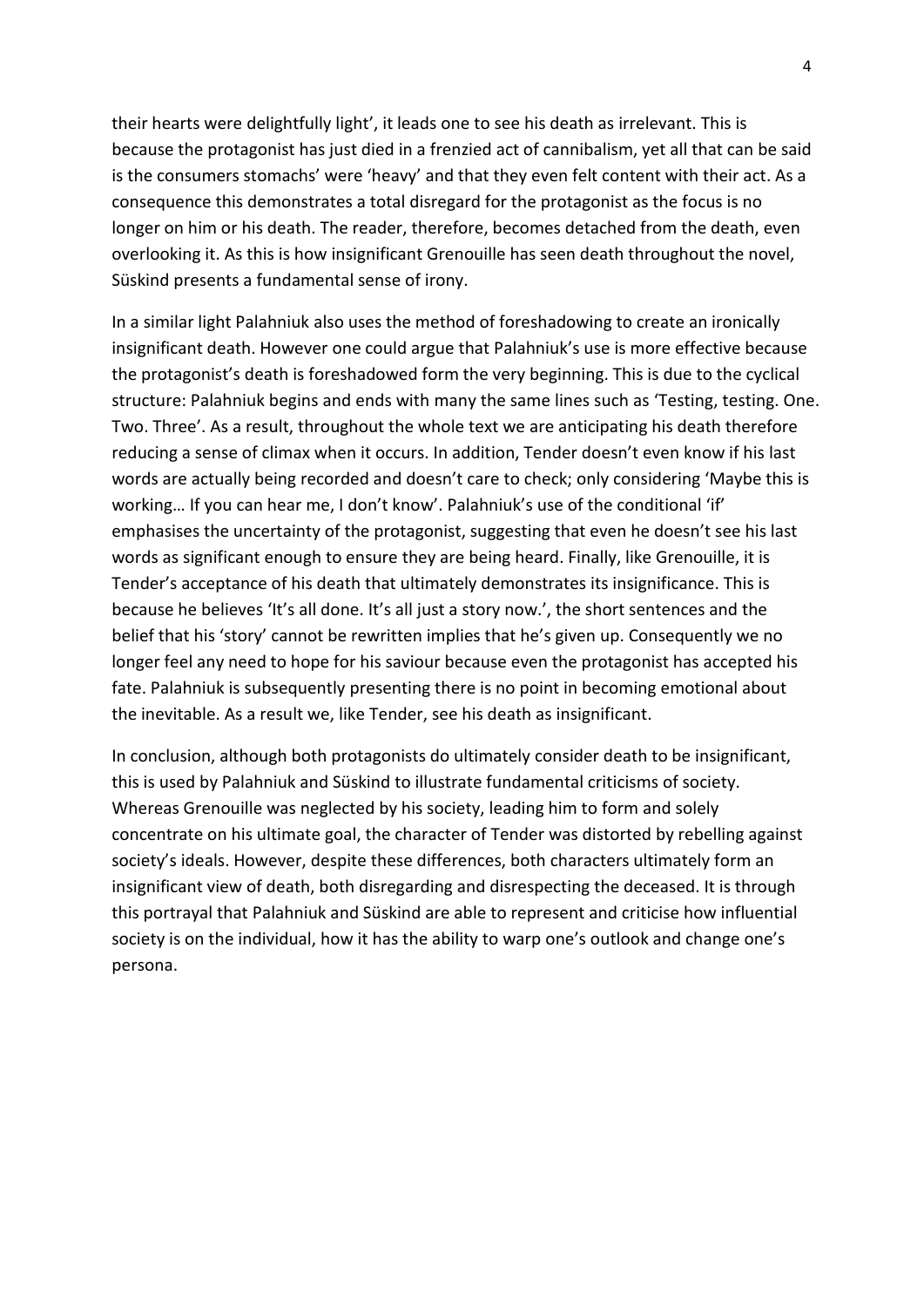their hearts were delightfully light', it leads one to see his death as irrelevant. This is because the protagonist has just died in a frenzied act of cannibalism, yet all that can be said is the consumers stomachs' were 'heavy' and that they even felt content with their act. As a consequence this demonstrates a total disregard for the protagonist as the focus is no longer on him or his death. The reader, therefore, becomes detached from the death, even overlooking it. As this is how insignificant Grenouille has seen death throughout the novel, Süskind presents a fundamental sense of irony.

In a similar light Palahniuk also uses the method of foreshadowing to create an ironically insignificant death. However one could argue that Palahniuk's use is more effective because the protagonist's death is foreshadowed form the very beginning. This is due to the cyclical structure: Palahniuk begins and ends with many the same lines such as 'Testing, testing. One. Two. Three'. As a result, throughout the whole text we are anticipating his death therefore reducing a sense of climax when it occurs. In addition, Tender doesn't even know if his last words are actually being recorded and doesn't care to check; only considering 'Maybe this is working… If you can hear me, I don't know'. Palahniuk's use of the conditional 'if' emphasises the uncertainty of the protagonist, suggesting that even he doesn't see his last words as significant enough to ensure they are being heard. Finally, like Grenouille, it is Tender's acceptance of his death that ultimately demonstrates its insignificance. This is because he believes 'It's all done. It's all just a story now.', the short sentences and the belief that his 'story' cannot be rewritten implies that he's given up. Consequently we no longer feel any need to hope for his saviour because even the protagonist has accepted his fate. Palahniuk is subsequently presenting there is no point in becoming emotional about the inevitable. As a result we, like Tender, see his death as insignificant.

In conclusion, although both protagonists do ultimately consider death to be insignificant, this is used by Palahniuk and Süskind to illustrate fundamental criticisms of society. Whereas Grenouille was neglected by his society, leading him to form and solely concentrate on his ultimate goal, the character of Tender was distorted by rebelling against society's ideals. However, despite these differences, both characters ultimately form an insignificant view of death, both disregarding and disrespecting the deceased. It is through this portrayal that Palahniuk and Süskind are able to represent and criticise how influential society is on the individual, how it has the ability to warp one's outlook and change one's persona.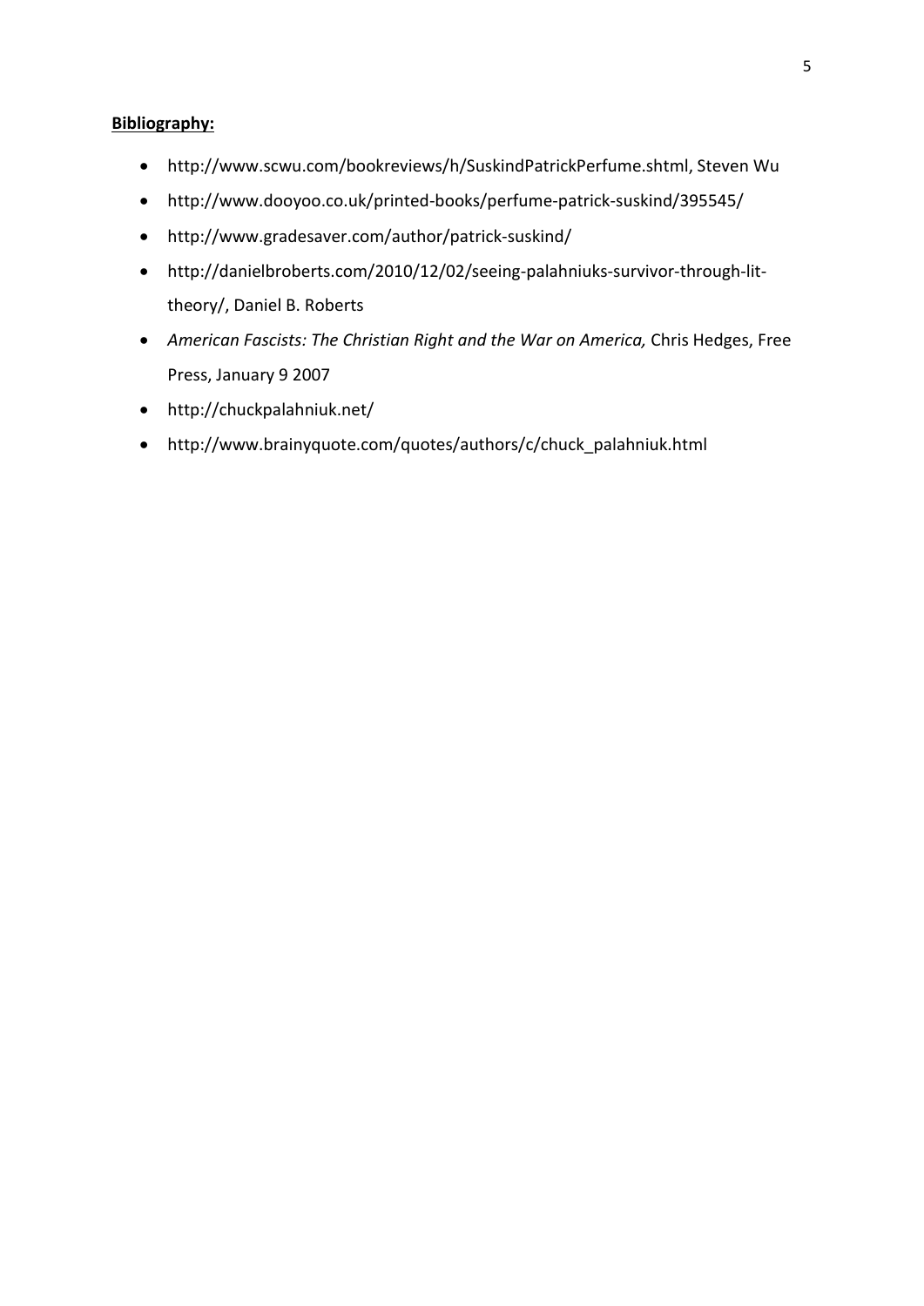**Bibliography:**

- http://www.scwu.com/bookreviews/h/SuskindPatrickPerfume.shtml, Steven Wu
- http://www.dooyoo.co.uk/printed-books/perfume-patrick-suskind/395545/
- http://www.gradesaver.com/author/patrick-suskind/
- http://danielbroberts.com/2010/12/02/seeing-palahniuks-survivor-through-lit-theory/, Daniel B. Roberts
- *American Fascists: The Christian Right and the War on America,* Chris Hedges, Free Press, January 9 2007
- http://chuckpalahniuk.net/
- http://www.brainyquote.com/quotes/authors/c/chuck_palahniuk.html